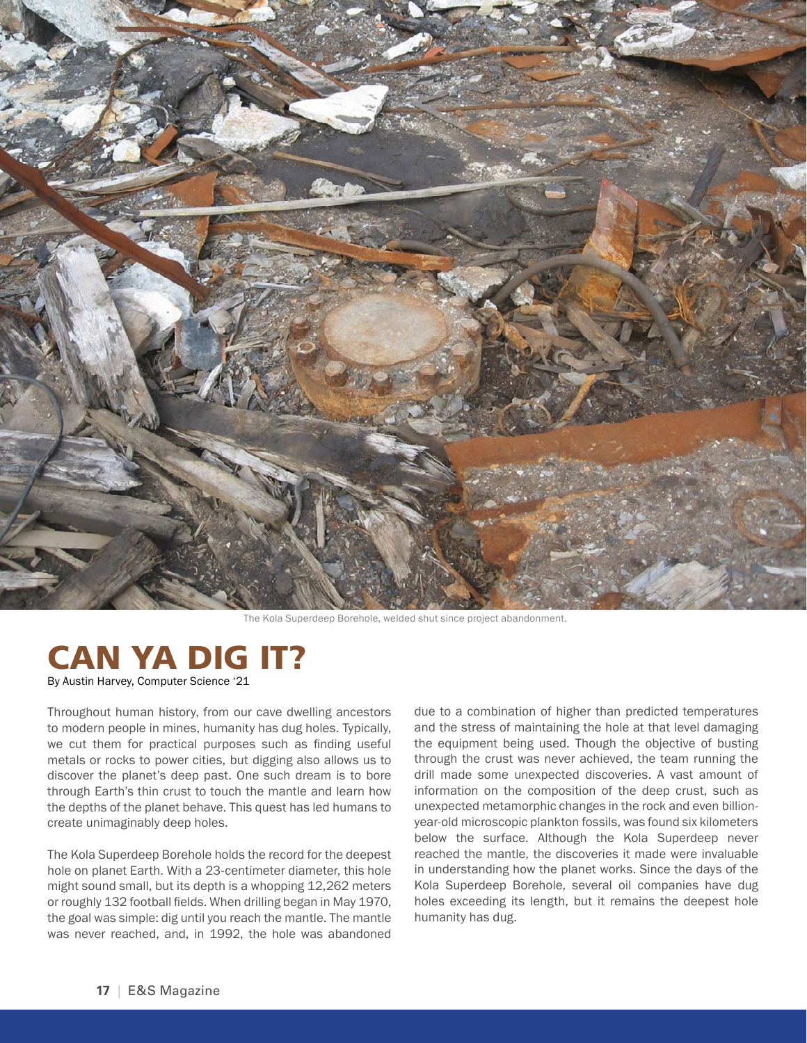The Kola Superdeep Borehole, welded shut since project abandonment.

# CAN YA DIG IT?

By Austin Harvey, Computer Science '21

Throughout human history, from our cave dwelling ancestors to modern people in mines, humanity has dug holes. Typically, we cut them for practical purposes such as finding useful metals or rocks to power cities, but digging also allows us to discover the planet's deep past. One such dream is to bore through Earth's thin crust to touch the mantle and learn how the depths of the planet behave. This quest has led humans to create unimaginably deep holes.

The Kola Superdeep Borehole holds the record for the deepest hole on planet Earth. With a 23-centimeter diameter, this hole might sound small, but its depth is a whopping 12,262 meters or roughly 132 football fields. When drilling began in May 1970, the goal was simple: dig until you reach the mantle. The mantle was never reached, and, in 1992, the hole was abandoned due to a combination of higher than predicted temperatures and the stress of maintaining the hole at that level damaging the equipment being used. Though the objective of busting through the crust was never achieved, the team running the drill made some unexpected discoveries. A vast amount of information on the composition of the deep crust, such as unexpected metamorphic changes in the rock and even billion-year-old microscopic plankton fossils, was found six kilometers below the surface. Although the Kola Superdeep never reached the mantle, the discoveries it made were invaluable in understanding how the planet works. Since the days of the Kola Superdeep Borehole, several oil companies have dug holes exceeding its length, but it remains the deepest hole humanity has dug.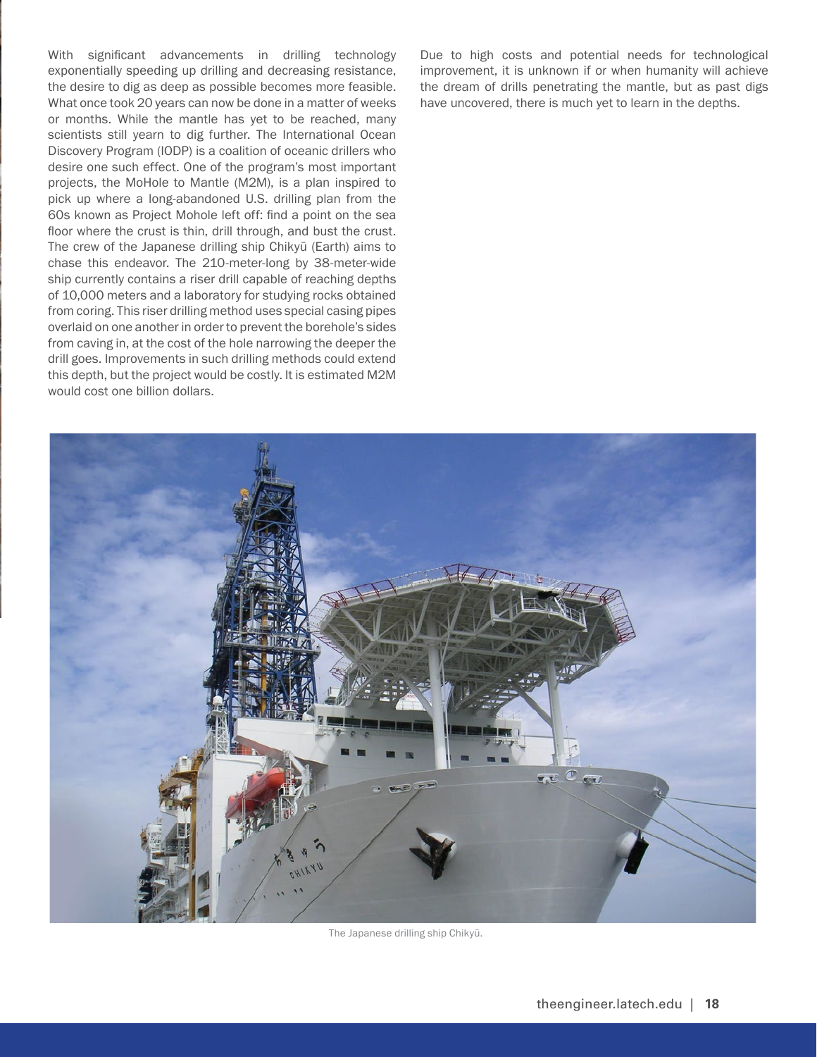With significant advancements in drilling technology exponentially speeding up drilling and decreasing resistance, the desire to dig as deep as possible becomes more feasible. What once took 20 years can now be done in a matter of weeks or months. While the mantle has yet to be reached, many scientists still yearn to dig further. The International Ocean Discovery Program (IODP) is a coalition of oceanic drillers who desire one such effect. One of the program's most important projects, the MoHole to Mantle (M2M), is a plan inspired to pick up where a long-abandoned U.S. drilling plan from the 60s known as Project Mohole left off: find a point on the sea floor where the crust is thin, drill through, and bust the crust. The crew of the Japanese drilling ship Chikyū (Earth) aims to chase this endeavor. The 210-meter-long by 38-meter-wide ship currently contains a riser drill capable of reaching depths of 10,000 meters and a laboratory for studying rocks obtained from coring. This riser drilling method uses special casing pipes overlaid on one another in order to prevent the borehole's sides from caving in, at the cost of the hole narrowing the deeper the drill goes. Improvements in such drilling methods could extend this depth, but the project would be costly. It is estimated M2M would cost one billion dollars.

Due to high costs and potential needs for technological improvement, it is unknown if or when humanity will achieve the dream of drills penetrating the mantle, but as past digs have uncovered, there is much yet to learn in the depths.

The Japanese drilling ship Chikyū.